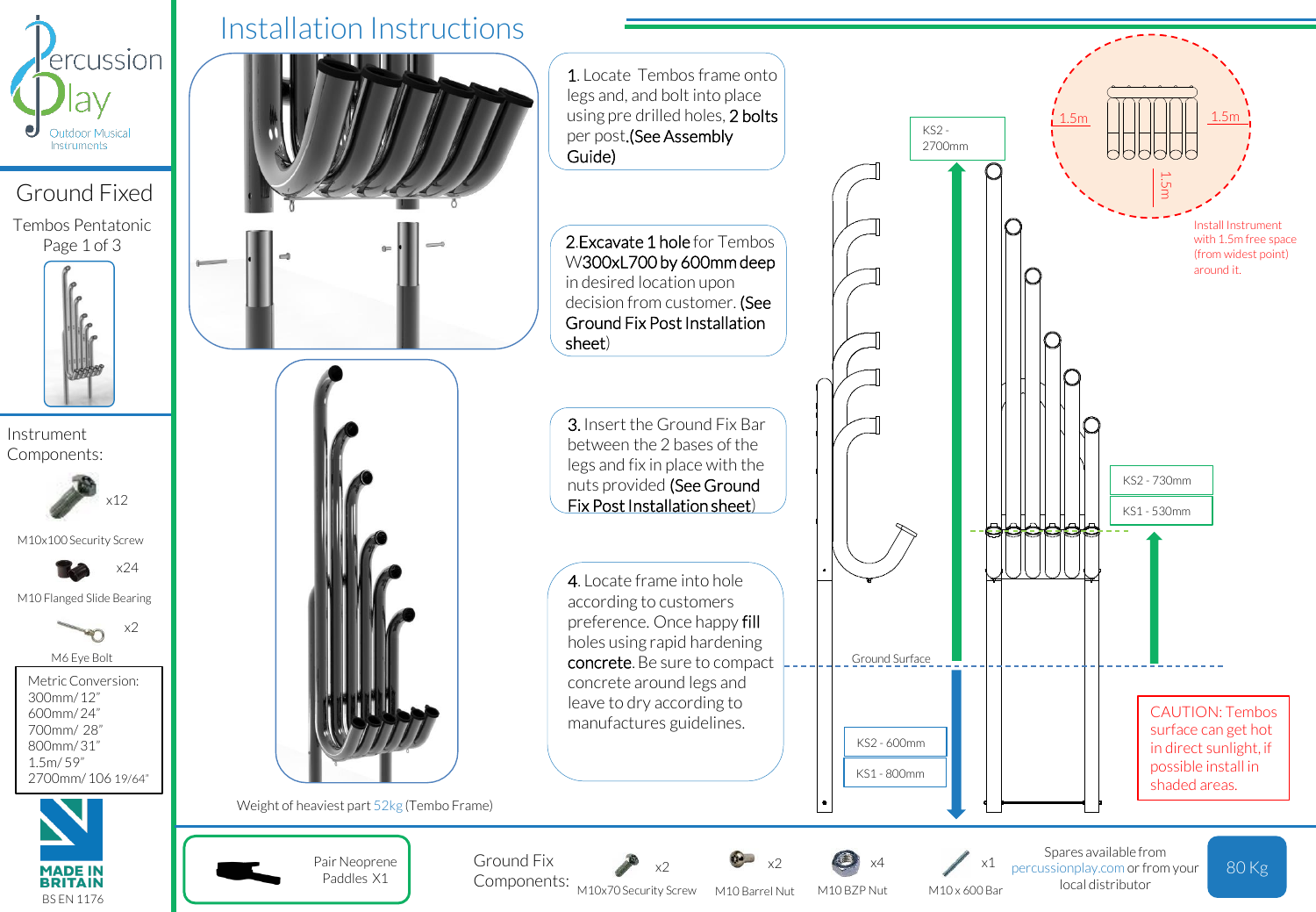Percussion Play
Outdoor Musical Instruments

## Ground Fixed

Tembos Pentatonic

Instrument Components:

- M10x100 Security Screw x12
- M10 Flanged Slide Bearing x24
- M6 Eye Bolt x2

Metric Conversion:
300mm/ 12"
600mm/ 24"
700mm/ 28"
800mm/ 31"
1.5m/ 59"
2700mm/ 106 19/64"

MADE IN BRITAIN
BS EN 1176

# Installation Instructions

1. Locate Tembos frame onto legs and, and bolt into place using pre drilled holes, **2 bolts** per post.**(See Assembly Guide)**

2. **Excavate 1 hole** for Tembos **W300xL700 by 600mm deep** in desired location upon decision from customer. **(See Ground Fix Post Installation sheet)**

3. Insert the Ground Fix Bar between the 2 bases of the legs and fix in place with the nuts provided **(See Ground Fix Post Installation sheet)**

4. Locate frame into hole according to customers preference. Once happy **fill** holes using rapid hardening **concrete**. Be sure to compact concrete around legs and leave to dry according to manufactures guidelines.

Weight of heaviest part 52kg (Tembo Frame)

KS2 - 2700mm

KS2 - 730mm

KS1 - 530mm

Ground Surface

KS2 - 600mm

KS1 - 800mm

1.5m

1.5m

1.5m

Install Instrument with 1.5m free space (from widest point) around it.

CAUTION: Tembos surface can get hot in direct sunlight, if possible install in shaded areas.

Pair Neoprene Paddles X1

Ground Fix Components:

- M10x70 Security Screw x2
- M10 Barrel Nut x2
- M10 BZP Nut x4
- M10 x 600 Bar x1

Spares available from percussionplay.com or from your local distributor

80 Kg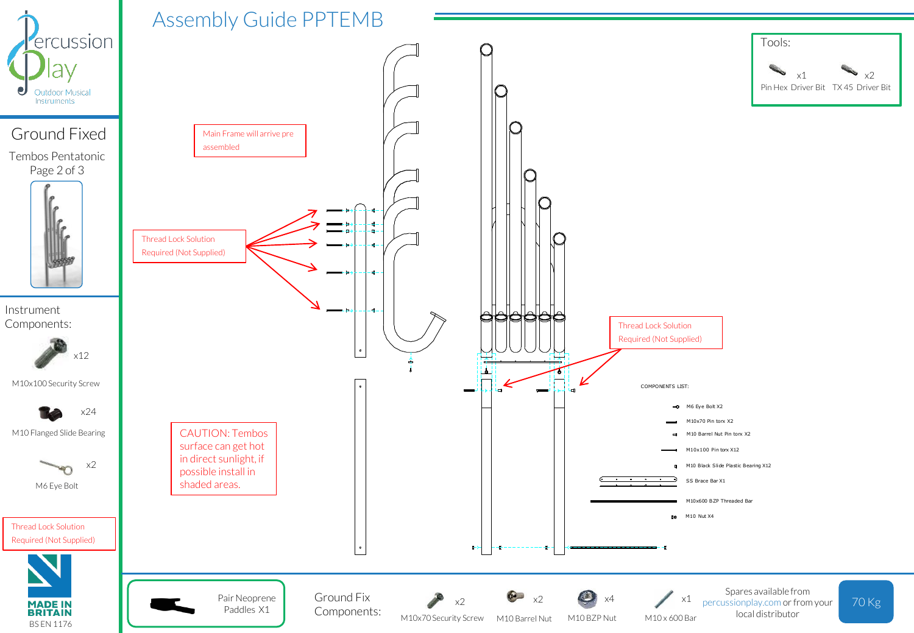# Assembly Guide PPTEMB

**Percussion Play** — Outdoor Musical Instruments

## Ground Fixed

Tembos Pentatonic
Page 2 of 3

### Instrument Components:

- M10x100 Security Screw x12
- M10 Flanged Slide Bearing x24
- M6 Eye Bolt x2

Thread Lock Solution Required (Not Supplied)

MADE IN BRITAIN
BS EN 1176

### Tools:

- Pin Hex Driver Bit x1
- TX 45 Driver Bit x2

Main Frame will arrive pre assembled

Thread Lock Solution Required (Not Supplied)

Thread Lock Solution Required (Not Supplied)

CAUTION: Tembos surface can get hot in direct sunlight, if possible install in shaded areas.

COMPONENTS LIST:

- M6 Eye Bolt X2
- M10x70 Pin torx X2
- M10 Barrel Nut Pin torx X2
- M10x100 Pin torx X12
- M10 Black Slide Plastic Bearing X12
- SS Brace Bar X1
- M10x600 BZP Threaded Bar
- M10 Nut X4

Pair Neoprene Paddles X1

### Ground Fix Components:

- M10x70 Security Screw x2
- M10 Barrel Nut x2
- M10 BZP Nut x4
- M10 x 600 Bar x1

Spares available from percussionplay.com or from your local distributor

70 Kg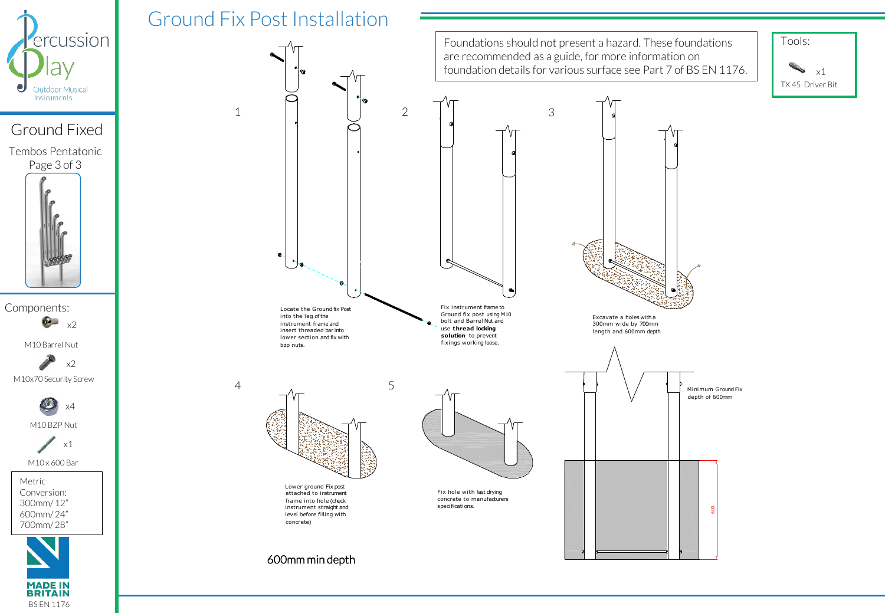# Ground Fix Post Installation

Foundations should not present a hazard. These foundations are recommended as a guide, for more information on foundation details for various surface see Part 7 of BS EN 1176.

**Tools:**

TX 45 Driver Bit x1

## Ground Fixed

Tembos Pentatonic

Page 3 of 3

**Components:**

- M10 Barrel Nut x2
- M10x70 Security Screw x2
- M10 BZP Nut x4
- M10 x 600 Bar x1

Metric Conversion:
300mm/ 12"
600mm/ 24"
700mm/ 28"

MADE IN BRITAIN

BS EN 1176

1. Locate the Ground fix Post into the leg of the instrument frame and insert threaded bar into lower section and fix with bzp nuts.

2. Fix instrument frame to Ground fix post using M10 bolt and Barrel Nut and use **thread locking solution** to prevent fixings working loose.

3. Excavate a holes with a 300mm wide by 700mm length and 600mm depth

4. Lower ground Fix post attached to instrument frame into hole (check instrument straight and level before filling with concrete)

5. Fix hole with fast drying concrete to manufacturers specifications.

Minimum Ground Fix depth of 600mm

600

600mm min depth